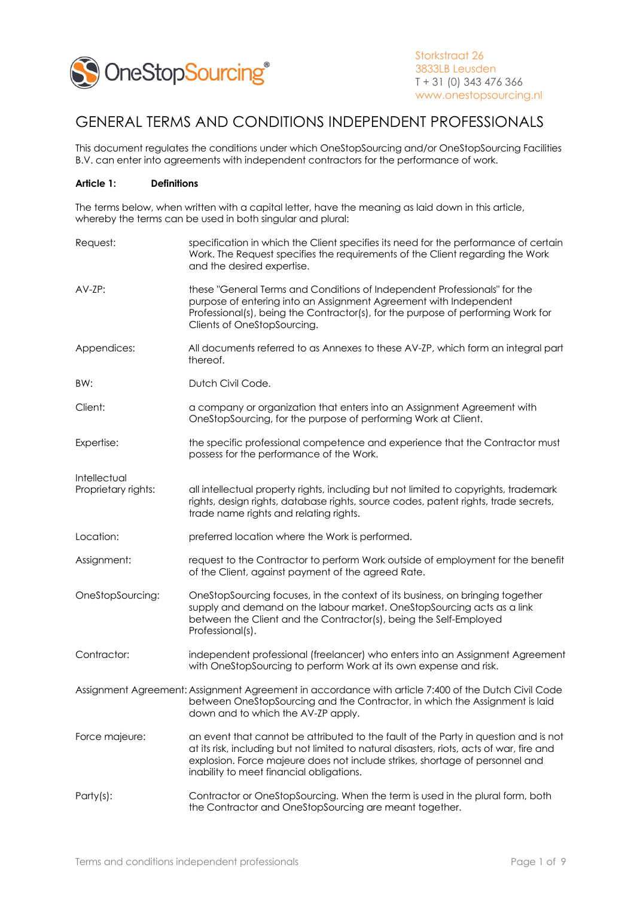Storkstraat 26
3833LB Leusden
T + 31 (0) 343 476 366
www.onestopsourcing.nl

# GENERAL TERMS AND CONDITIONS INDEPENDENT PROFESSIONALS

This document regulates the conditions under which OneStopSourcing and/or OneStopSourcing Facilities B.V. can enter into agreements with independent contractors for the performance of work.

**Article 1: Definitions**

The terms below, when written with a capital letter, have the meaning as laid down in this article, whereby the terms can be used in both singular and plural:

Request: specification in which the Client specifies its need for the performance of certain Work. The Request specifies the requirements of the Client regarding the Work and the desired expertise.

AV-ZP: these "General Terms and Conditions of Independent Professionals" for the purpose of entering into an Assignment Agreement with Independent Professional(s), being the Contractor(s), for the purpose of performing Work for Clients of OneStopSourcing.

Appendices: All documents referred to as Annexes to these AV-ZP, which form an integral part thereof.

BW: Dutch Civil Code.

Client: a company or organization that enters into an Assignment Agreement with OneStopSourcing, for the purpose of performing Work at Client.

Expertise: the specific professional competence and experience that the Contractor must possess for the performance of the Work.

Intellectual Proprietary rights: all intellectual property rights, including but not limited to copyrights, trademark rights, design rights, database rights, source codes, patent rights, trade secrets, trade name rights and relating rights.

Location: preferred location where the Work is performed.

Assignment: request to the Contractor to perform Work outside of employment for the benefit of the Client, against payment of the agreed Rate.

OneStopSourcing: OneStopSourcing focuses, in the context of its business, on bringing together supply and demand on the labour market. OneStopSourcing acts as a link between the Client and the Contractor(s), being the Self-Employed Professional(s).

Contractor: independent professional (freelancer) who enters into an Assignment Agreement with OneStopSourcing to perform Work at its own expense and risk.

Assignment Agreement: Assignment Agreement in accordance with article 7:400 of the Dutch Civil Code between OneStopSourcing and the Contractor, in which the Assignment is laid down and to which the AV-ZP apply.

Force majeure: an event that cannot be attributed to the fault of the Party in question and is not at its risk, including but not limited to natural disasters, riots, acts of war, fire and explosion. Force majeure does not include strikes, shortage of personnel and inability to meet financial obligations.

Party(s): Contractor or OneStopSourcing. When the term is used in the plural form, both the Contractor and OneStopSourcing are meant together.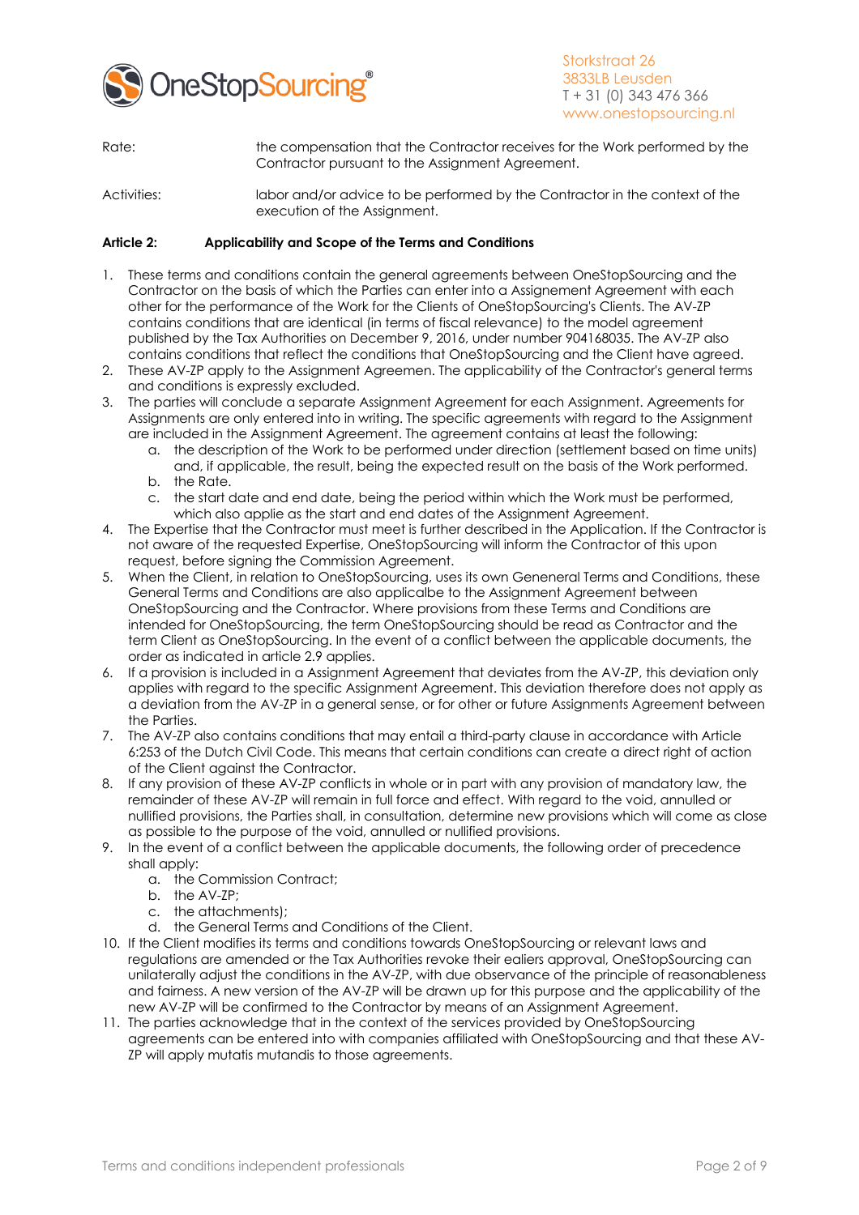Rate: the compensation that the Contractor receives for the Work performed by the Contractor pursuant to the Assignment Agreement.

Activities: labor and/or advice to be performed by the Contractor in the context of the execution of the Assignment.

**Article 2: Applicability and Scope of the Terms and Conditions**

1. These terms and conditions contain the general agreements between OneStopSourcing and the Contractor on the basis of which the Parties can enter into a Assignement Agreement with each other for the performance of the Work for the Clients of OneStopSourcing's Clients. The AV-ZP contains conditions that are identical (in terms of fiscal relevance) to the model agreement published by the Tax Authorities on December 9, 2016, under number 904168035. The AV-ZP also contains conditions that reflect the conditions that OneStopSourcing and the Client have agreed.
2. These AV-ZP apply to the Assignment Agreemen. The applicability of the Contractor's general terms and conditions is expressly excluded.
3. The parties will conclude a separate Assignment Agreement for each Assignment. Agreements for Assignments are only entered into in writing. The specific agreements with regard to the Assignment are included in the Assignment Agreement. The agreement contains at least the following:
   a. the description of the Work to be performed under direction (settlement based on time units) and, if applicable, the result, being the expected result on the basis of the Work performed.
   b. the Rate.
   c. the start date and end date, being the period within which the Work must be performed, which also applie as the start and end dates of the Assignment Agreement.
4. The Expertise that the Contractor must meet is further described in the Application. If the Contractor is not aware of the requested Expertise, OneStopSourcing will inform the Contractor of this upon request, before signing the Commission Agreement.
5. When the Client, in relation to OneStopSourcing, uses its own Geneneral Terms and Conditions, these General Terms and Conditions are also applicalbe to the Assignment Agreement between OneStopSourcing and the Contractor. Where provisions from these Terms and Conditions are intended for OneStopSourcing, the term OneStopSourcing should be read as Contractor and the term Client as OneStopSourcing. In the event of a conflict between the applicable documents, the order as indicated in article 2.9 applies.
6. If a provision is included in a Assignment Agreement that deviates from the AV-ZP, this deviation only applies with regard to the specific Assignment Agreement. This deviation therefore does not apply as a deviation from the AV-ZP in a general sense, or for other or future Assignments Agreement between the Parties.
7. The AV-ZP also contains conditions that may entail a third-party clause in accordance with Article 6:253 of the Dutch Civil Code. This means that certain conditions can create a direct right of action of the Client against the Contractor.
8. If any provision of these AV-ZP conflicts in whole or in part with any provision of mandatory law, the remainder of these AV-ZP will remain in full force and effect. With regard to the void, annulled or nullified provisions, the Parties shall, in consultation, determine new provisions which will come as close as possible to the purpose of the void, annulled or nullified provisions.
9. In the event of a conflict between the applicable documents, the following order of precedence shall apply:
   a. the Commission Contract;
   b. the AV-ZP;
   c. the attachments);
   d. the General Terms and Conditions of the Client.
10. If the Client modifies its terms and conditions towards OneStopSourcing or relevant laws and regulations are amended or the Tax Authorities revoke their ealiers approval, OneStopSourcing can unilaterally adjust the conditions in the AV-ZP, with due observance of the principle of reasonableness and fairness. A new version of the AV-ZP will be drawn up for this purpose and the applicability of the new AV-ZP will be confirmed to the Contractor by means of an Assignment Agreement.
11. The parties acknowledge that in the context of the services provided by OneStopSourcing agreements can be entered into with companies affiliated with OneStopSourcing and that these AV-ZP will apply mutatis mutandis to those agreements.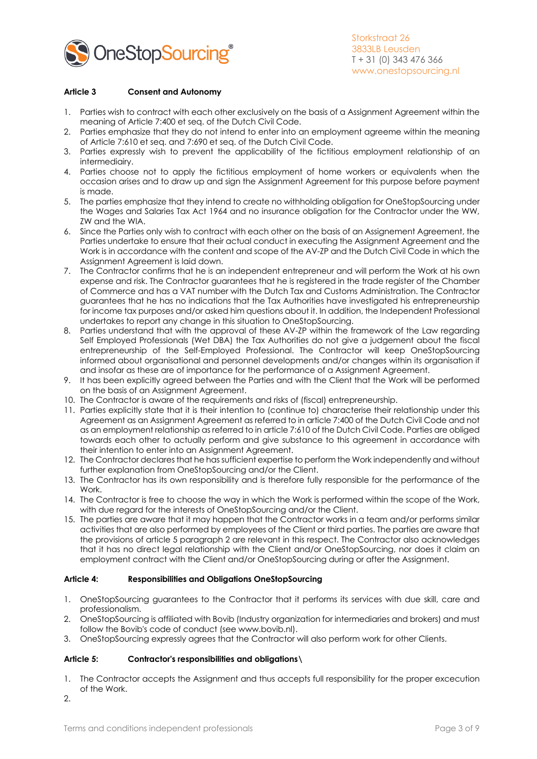**Article 3 Consent and Autonomy**

1. Parties wish to contract with each other exclusively on the basis of a Assignment Agreement within the meaning of Article 7:400 et seq. of the Dutch Civil Code.
2. Parties emphasize that they do not intend to enter into an employment agreeme within the meaning of Article 7:610 et seq. and 7:690 et seq. of the Dutch Civil Code.
3. Parties expressly wish to prevent the applicability of the fictitious employment relationship of an intermediairy.
4. Parties choose not to apply the fictitious employment of home workers or equivalents when the occasion arises and to draw up and sign the Assignment Agreement for this purpose before payment is made.
5. The parties emphasize that they intend to create no withholding obligation for OneStopSourcing under the Wages and Salaries Tax Act 1964 and no insurance obligation for the Contractor under the WW, ZW and the WIA.
6. Since the Parties only wish to contract with each other on the basis of an Assignement Agreement, the Parties undertake to ensure that their actual conduct in executing the Assignment Agreement and the Work is in accordance with the content and scope of the AV-ZP and the Dutch Civil Code in which the Assignment Agreement is laid down.
7. The Contractor confirms that he is an independent entrepreneur and will perform the Work at his own expense and risk. The Contractor guarantees that he is registered in the trade register of the Chamber of Commerce and has a VAT number with the Dutch Tax and Customs Administration. The Contractor guarantees that he has no indications that the Tax Authorities have investigated his entrepreneurship for income tax purposes and/or asked him questions about it. In addition, the Independent Professional undertakes to report any change in this situation to OneStopSourcing.
8. Parties understand that with the approval of these AV-ZP within the framework of the Law regarding Self Employed Professionals (Wet DBA) the Tax Authorities do not give a judgement about the fiscal entrepreneurship of the Self-Employed Professional. The Contractor will keep OneStopSourcing informed about organisational and personnel developments and/or changes within its organisation if and insofar as these are of importance for the performance of a Assignment Agreement.
9. It has been explicitly agreed between the Parties and with the Client that the Work will be performed on the basis of an Assignment Agreement.
10. The Contractor is aware of the requirements and risks of (fiscal) entrepreneurship.
11. Parties explicitly state that it is their intention to (continue to) characterise their relationship under this Agreement as an Assignment Agreement as referred to in article 7:400 of the Dutch Civil Code and not as an employment relationship as referred to in article 7:610 of the Dutch Civil Code. Parties are obliged towards each other to actually perform and give substance to this agreement in accordance with their intention to enter into an Assignment Agreement.
12. The Contractor declares that he has sufficient expertise to perform the Work independently and without further explanation from OneStopSourcing and/or the Client.
13. The Contractor has its own responsibility and is therefore fully responsible for the performance of the Work.
14. The Contractor is free to choose the way in which the Work is performed within the scope of the Work, with due regard for the interests of OneStopSourcing and/or the Client.
15. The parties are aware that it may happen that the Contractor works in a team and/or performs similar activities that are also performed by employees of the Client or third parties. The parties are aware that the provisions of article 5 paragraph 2 are relevant in this respect. The Contractor also acknowledges that it has no direct legal relationship with the Client and/or OneStopSourcing, nor does it claim an employment contract with the Client and/or OneStopSourcing during or after the Assignment.

**Article 4: Responsibilities and Obligations OneStopSourcing**

1. OneStopSourcing guarantees to the Contractor that it performs its services with due skill, care and professionalism.
2. OneStopSourcing is affiliated with Bovib (Industry organization for intermediaries and brokers) and must follow the Bovib's code of conduct (see www.bovib.nl).
3. OneStopSourcing expressly agrees that the Contractor will also perform work for other Clients.

**Article 5: Contractor's responsibilities and obligations\**

1. The Contractor accepts the Assignment and thus accepts full responsibility for the proper excecution of the Work.
2.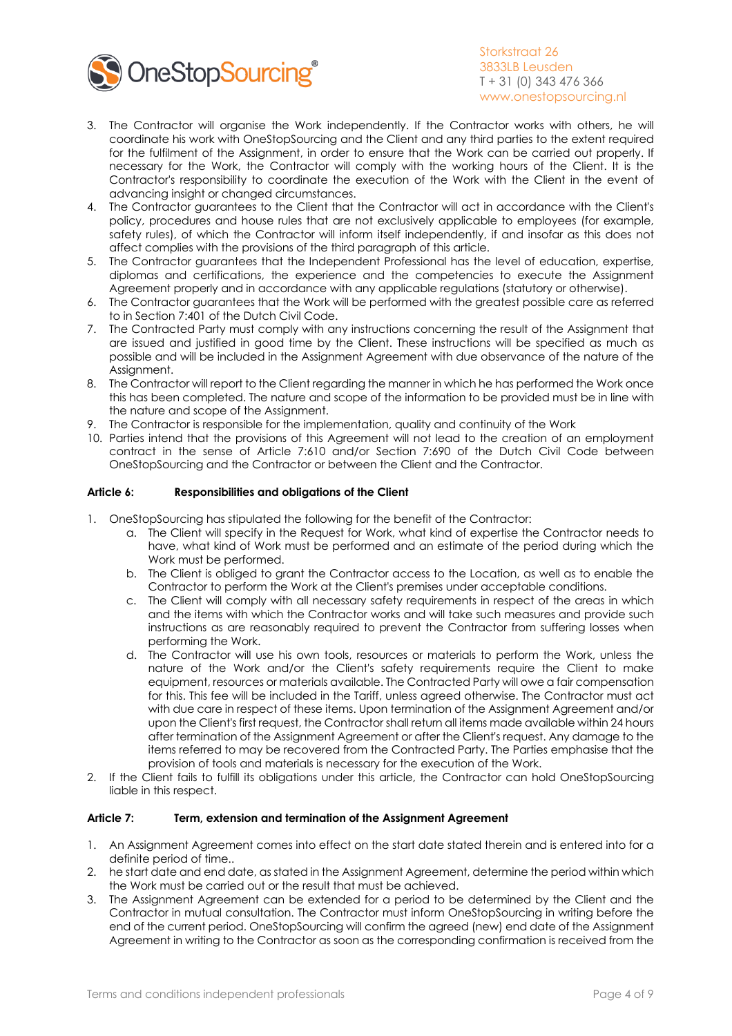3. The Contractor will organise the Work independently. If the Contractor works with others, he will coordinate his work with OneStopSourcing and the Client and any third parties to the extent required for the fulfilment of the Assignment, in order to ensure that the Work can be carried out properly. If necessary for the Work, the Contractor will comply with the working hours of the Client. It is the Contractor's responsibility to coordinate the execution of the Work with the Client in the event of advancing insight or changed circumstances.
4. The Contractor guarantees to the Client that the Contractor will act in accordance with the Client's policy, procedures and house rules that are not exclusively applicable to employees (for example, safety rules), of which the Contractor will inform itself independently, if and insofar as this does not affect complies with the provisions of the third paragraph of this article.
5. The Contractor guarantees that the Independent Professional has the level of education, expertise, diplomas and certifications, the experience and the competencies to execute the Assignment Agreement properly and in accordance with any applicable regulations (statutory or otherwise).
6. The Contractor guarantees that the Work will be performed with the greatest possible care as referred to in Section 7:401 of the Dutch Civil Code.
7. The Contracted Party must comply with any instructions concerning the result of the Assignment that are issued and justified in good time by the Client. These instructions will be specified as much as possible and will be included in the Assignment Agreement with due observance of the nature of the Assignment.
8. The Contractor will report to the Client regarding the manner in which he has performed the Work once this has been completed. The nature and scope of the information to be provided must be in line with the nature and scope of the Assignment.
9. The Contractor is responsible for the implementation, quality and continuity of the Work
10. Parties intend that the provisions of this Agreement will not lead to the creation of an employment contract in the sense of Article 7:610 and/or Section 7:690 of the Dutch Civil Code between OneStopSourcing and the Contractor or between the Client and the Contractor.

**Article 6: Responsibilities and obligations of the Client**

1. OneStopSourcing has stipulated the following for the benefit of the Contractor:
    a. The Client will specify in the Request for Work, what kind of expertise the Contractor needs to have, what kind of Work must be performed and an estimate of the period during which the Work must be performed.
    b. The Client is obliged to grant the Contractor access to the Location, as well as to enable the Contractor to perform the Work at the Client's premises under acceptable conditions.
    c. The Client will comply with all necessary safety requirements in respect of the areas in which and the items with which the Contractor works and will take such measures and provide such instructions as are reasonably required to prevent the Contractor from suffering losses when performing the Work.
    d. The Contractor will use his own tools, resources or materials to perform the Work, unless the nature of the Work and/or the Client's safety requirements require the Client to make equipment, resources or materials available. The Contracted Party will owe a fair compensation for this. This fee will be included in the Tariff, unless agreed otherwise. The Contractor must act with due care in respect of these items. Upon termination of the Assignment Agreement and/or upon the Client's first request, the Contractor shall return all items made available within 24 hours after termination of the Assignment Agreement or after the Client's request. Any damage to the items referred to may be recovered from the Contracted Party. The Parties emphasise that the provision of tools and materials is necessary for the execution of the Work.
2. If the Client fails to fulfill its obligations under this article, the Contractor can hold OneStopSourcing liable in this respect.

**Article 7: Term, extension and termination of the Assignment Agreement**

1. An Assignment Agreement comes into effect on the start date stated therein and is entered into for a definite period of time..
2. he start date and end date, as stated in the Assignment Agreement, determine the period within which the Work must be carried out or the result that must be achieved.
3. The Assignment Agreement can be extended for a period to be determined by the Client and the Contractor in mutual consultation. The Contractor must inform OneStopSourcing in writing before the end of the current period. OneStopSourcing will confirm the agreed (new) end date of the Assignment Agreement in writing to the Contractor as soon as the corresponding confirmation is received from the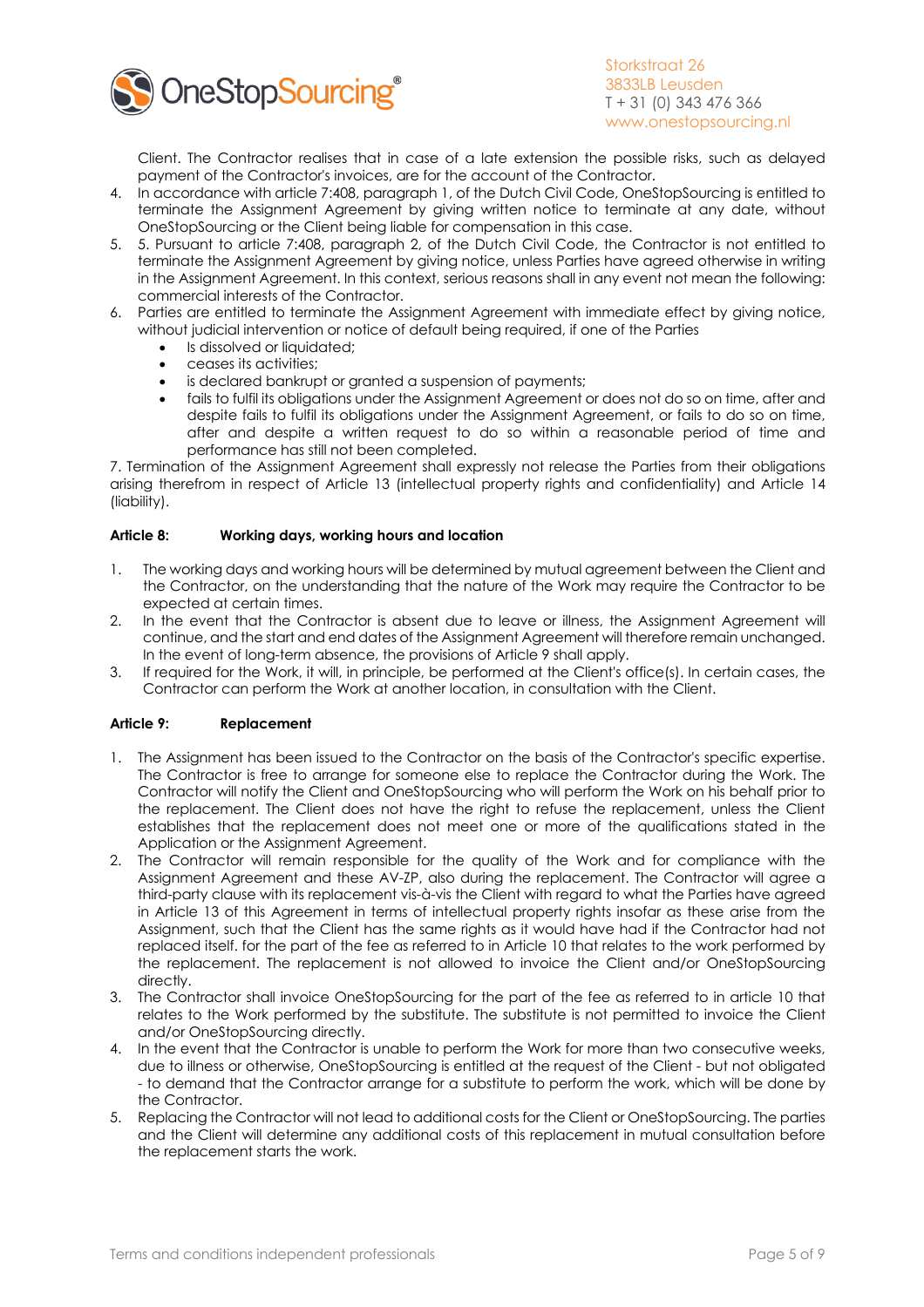Client. The Contractor realises that in case of a late extension the possible risks, such as delayed payment of the Contractor's invoices, are for the account of the Contractor.

4. In accordance with article 7:408, paragraph 1, of the Dutch Civil Code, OneStopSourcing is entitled to terminate the Assignment Agreement by giving written notice to terminate at any date, without OneStopSourcing or the Client being liable for compensation in this case.
5. 5. Pursuant to article 7:408, paragraph 2, of the Dutch Civil Code, the Contractor is not entitled to terminate the Assignment Agreement by giving notice, unless Parties have agreed otherwise in writing in the Assignment Agreement. In this context, serious reasons shall in any event not mean the following: commercial interests of the Contractor.
6. Parties are entitled to terminate the Assignment Agreement with immediate effect by giving notice, without judicial intervention or notice of default being required, if one of the Parties
   - Is dissolved or liquidated;
   - ceases its activities;
   - is declared bankrupt or granted a suspension of payments;
   - fails to fulfil its obligations under the Assignment Agreement or does not do so on time, after and despite fails to fulfil its obligations under the Assignment Agreement, or fails to do so on time, after and despite a written request to do so within a reasonable period of time and performance has still not been completed.

7. Termination of the Assignment Agreement shall expressly not release the Parties from their obligations arising therefrom in respect of Article 13 (intellectual property rights and confidentiality) and Article 14 (liability).

**Article 8: Working days, working hours and location**

1. The working days and working hours will be determined by mutual agreement between the Client and the Contractor, on the understanding that the nature of the Work may require the Contractor to be expected at certain times.
2. In the event that the Contractor is absent due to leave or illness, the Assignment Agreement will continue, and the start and end dates of the Assignment Agreement will therefore remain unchanged. In the event of long-term absence, the provisions of Article 9 shall apply.
3. If required for the Work, it will, in principle, be performed at the Client's office(s). In certain cases, the Contractor can perform the Work at another location, in consultation with the Client.

**Article 9: Replacement**

1. The Assignment has been issued to the Contractor on the basis of the Contractor's specific expertise. The Contractor is free to arrange for someone else to replace the Contractor during the Work. The Contractor will notify the Client and OneStopSourcing who will perform the Work on his behalf prior to the replacement. The Client does not have the right to refuse the replacement, unless the Client establishes that the replacement does not meet one or more of the qualifications stated in the Application or the Assignment Agreement.
2. The Contractor will remain responsible for the quality of the Work and for compliance with the Assignment Agreement and these AV-ZP, also during the replacement. The Contractor will agree a third-party clause with its replacement vis-à-vis the Client with regard to what the Parties have agreed in Article 13 of this Agreement in terms of intellectual property rights insofar as these arise from the Assignment, such that the Client has the same rights as it would have had if the Contractor had not replaced itself. for the part of the fee as referred to in Article 10 that relates to the work performed by the replacement. The replacement is not allowed to invoice the Client and/or OneStopSourcing directly.
3. The Contractor shall invoice OneStopSourcing for the part of the fee as referred to in article 10 that relates to the Work performed by the substitute. The substitute is not permitted to invoice the Client and/or OneStopSourcing directly.
4. In the event that the Contractor is unable to perform the Work for more than two consecutive weeks, due to illness or otherwise, OneStopSourcing is entitled at the request of the Client - but not obligated - to demand that the Contractor arrange for a substitute to perform the work, which will be done by the Contractor.
5. Replacing the Contractor will not lead to additional costs for the Client or OneStopSourcing. The parties and the Client will determine any additional costs of this replacement in mutual consultation before the replacement starts the work.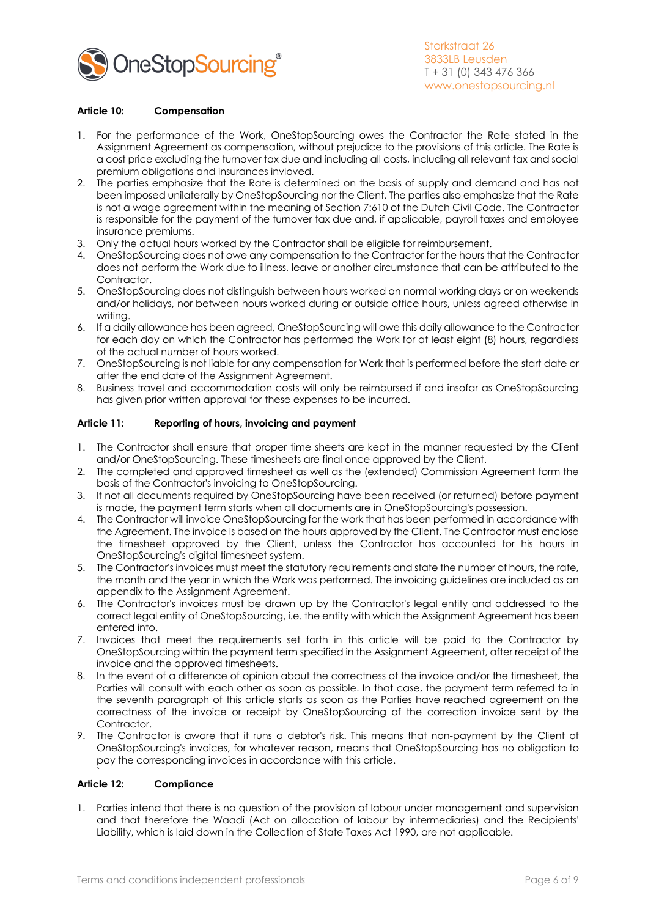#### Article 10: Compensation

1. For the performance of the Work, OneStopSourcing owes the Contractor the Rate stated in the Assignment Agreement as compensation, without prejudice to the provisions of this article. The Rate is a cost price excluding the turnover tax due and including all costs, including all relevant tax and social premium obligations and insurances invloved.
2. The parties emphasize that the Rate is determined on the basis of supply and demand and has not been imposed unilaterally by OneStopSourcing nor the Client. The parties also emphasize that the Rate is not a wage agreement within the meaning of Section 7:610 of the Dutch Civil Code. The Contractor is responsible for the payment of the turnover tax due and, if applicable, payroll taxes and employee insurance premiums.
3. Only the actual hours worked by the Contractor shall be eligible for reimbursement.
4. OneStopSourcing does not owe any compensation to the Contractor for the hours that the Contractor does not perform the Work due to illness, leave or another circumstance that can be attributed to the Contractor.
5. OneStopSourcing does not distinguish between hours worked on normal working days or on weekends and/or holidays, nor between hours worked during or outside office hours, unless agreed otherwise in writing.
6. If a daily allowance has been agreed, OneStopSourcing will owe this daily allowance to the Contractor for each day on which the Contractor has performed the Work for at least eight (8) hours, regardless of the actual number of hours worked.
7. OneStopSourcing is not liable for any compensation for Work that is performed before the start date or after the end date of the Assignment Agreement.
8. Business travel and accommodation costs will only be reimbursed if and insofar as OneStopSourcing has given prior written approval for these expenses to be incurred.

#### Article 11: Reporting of hours, invoicing and payment

1. The Contractor shall ensure that proper time sheets are kept in the manner requested by the Client and/or OneStopSourcing. These timesheets are final once approved by the Client.
2. The completed and approved timesheet as well as the (extended) Commission Agreement form the basis of the Contractor's invoicing to OneStopSourcing.
3. If not all documents required by OneStopSourcing have been received (or returned) before payment is made, the payment term starts when all documents are in OneStopSourcing's possession.
4. The Contractor will invoice OneStopSourcing for the work that has been performed in accordance with the Agreement. The invoice is based on the hours approved by the Client. The Contractor must enclose the timesheet approved by the Client, unless the Contractor has accounted for his hours in OneStopSourcing's digital timesheet system.
5. The Contractor's invoices must meet the statutory requirements and state the number of hours, the rate, the month and the year in which the Work was performed. The invoicing guidelines are included as an appendix to the Assignment Agreement.
6. The Contractor's invoices must be drawn up by the Contractor's legal entity and addressed to the correct legal entity of OneStopSourcing, i.e. the entity with which the Assignment Agreement has been entered into.
7. Invoices that meet the requirements set forth in this article will be paid to the Contractor by OneStopSourcing within the payment term specified in the Assignment Agreement, after receipt of the invoice and the approved timesheets.
8. In the event of a difference of opinion about the correctness of the invoice and/or the timesheet, the Parties will consult with each other as soon as possible. In that case, the payment term referred to in the seventh paragraph of this article starts as soon as the Parties have reached agreement on the correctness of the invoice or receipt by OneStopSourcing of the correction invoice sent by the Contractor.
9. The Contractor is aware that it runs a debtor's risk. This means that non-payment by the Client of OneStopSourcing's invoices, for whatever reason, means that OneStopSourcing has no obligation to pay the corresponding invoices in accordance with this article.

#### Article 12: Compliance

1. Parties intend that there is no question of the provision of labour under management and supervision and that therefore the Waadi (Act on allocation of labour by intermediaries) and the Recipients' Liability, which is laid down in the Collection of State Taxes Act 1990, are not applicable.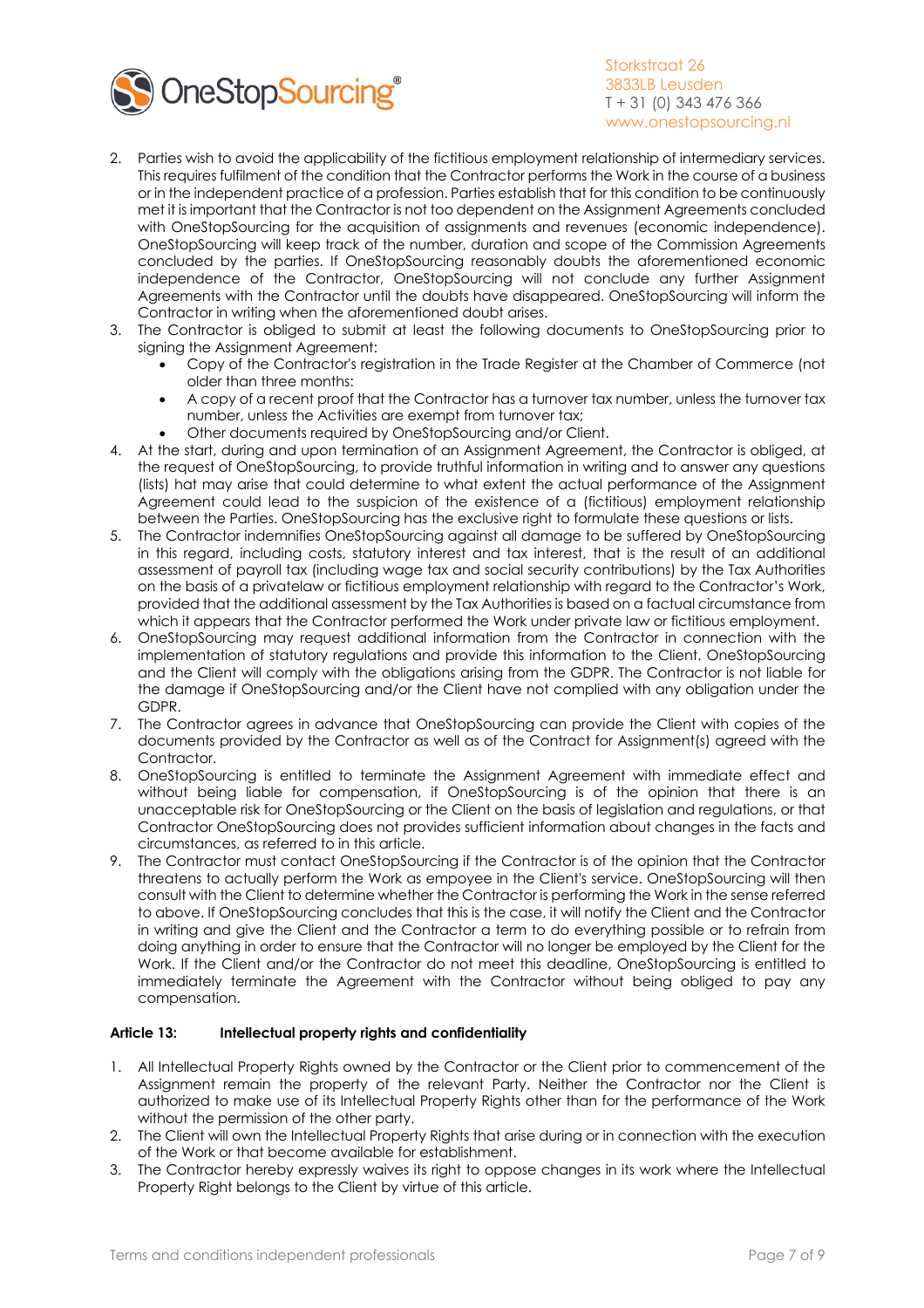2. Parties wish to avoid the applicability of the fictitious employment relationship of intermediary services. This requires fulfilment of the condition that the Contractor performs the Work in the course of a business or in the independent practice of a profession. Parties establish that for this condition to be continuously met it is important that the Contractor is not too dependent on the Assignment Agreements concluded with OneStopSourcing for the acquisition of assignments and revenues (economic independence). OneStopSourcing will keep track of the number, duration and scope of the Commission Agreements concluded by the parties. If OneStopSourcing reasonably doubts the aforementioned economic independence of the Contractor, OneStopSourcing will not conclude any further Assignment Agreements with the Contractor until the doubts have disappeared. OneStopSourcing will inform the Contractor in writing when the aforementioned doubt arises.
3. The Contractor is obliged to submit at least the following documents to OneStopSourcing prior to signing the Assignment Agreement:
   - Copy of the Contractor's registration in the Trade Register at the Chamber of Commerce (not older than three months:
   - A copy of a recent proof that the Contractor has a turnover tax number, unless the turnover tax number, unless the Activities are exempt from turnover tax;
   - Other documents required by OneStopSourcing and/or Client.
4. At the start, during and upon termination of an Assignment Agreement, the Contractor is obliged, at the request of OneStopSourcing, to provide truthful information in writing and to answer any questions (lists) hat may arise that could determine to what extent the actual performance of the Assignment Agreement could lead to the suspicion of the existence of a (fictitious) employment relationship between the Parties. OneStopSourcing has the exclusive right to formulate these questions or lists.
5. The Contractor indemnifies OneStopSourcing against all damage to be suffered by OneStopSourcing in this regard, including costs, statutory interest and tax interest, that is the result of an additional assessment of payroll tax (including wage tax and social security contributions) by the Tax Authorities on the basis of a privatelaw or fictitious employment relationship with regard to the Contractor's Work, provided that the additional assessment by the Tax Authorities is based on a factual circumstance from which it appears that the Contractor performed the Work under private law or fictitious employment.
6. OneStopSourcing may request additional information from the Contractor in connection with the implementation of statutory regulations and provide this information to the Client. OneStopSourcing and the Client will comply with the obligations arising from the GDPR. The Contractor is not liable for the damage if OneStopSourcing and/or the Client have not complied with any obligation under the GDPR.
7. The Contractor agrees in advance that OneStopSourcing can provide the Client with copies of the documents provided by the Contractor as well as of the Contract for Assignment(s) agreed with the Contractor.
8. OneStopSourcing is entitled to terminate the Assignment Agreement with immediate effect and without being liable for compensation, if OneStopSourcing is of the opinion that there is an unacceptable risk for OneStopSourcing or the Client on the basis of legislation and regulations, or that Contractor OneStopSourcing does not provides sufficient information about changes in the facts and circumstances, as referred to in this article.
9. The Contractor must contact OneStopSourcing if the Contractor is of the opinion that the Contractor threatens to actually perform the Work as empoyee in the Client's service. OneStopSourcing will then consult with the Client to determine whether the Contractor is performing the Work in the sense referred to above. If OneStopSourcing concludes that this is the case, it will notify the Client and the Contractor in writing and give the Client and the Contractor a term to do everything possible or to refrain from doing anything in order to ensure that the Contractor will no longer be employed by the Client for the Work. If the Client and/or the Contractor do not meet this deadline, OneStopSourcing is entitled to immediately terminate the Agreement with the Contractor without being obliged to pay any compensation.

**Article 13: Intellectual property rights and confidentiality**

1. All Intellectual Property Rights owned by the Contractor or the Client prior to commencement of the Assignment remain the property of the relevant Party. Neither the Contractor nor the Client is authorized to make use of its Intellectual Property Rights other than for the performance of the Work without the permission of the other party.
2. The Client will own the Intellectual Property Rights that arise during or in connection with the execution of the Work or that become available for establishment.
3. The Contractor hereby expressly waives its right to oppose changes in its work where the Intellectual Property Right belongs to the Client by virtue of this article.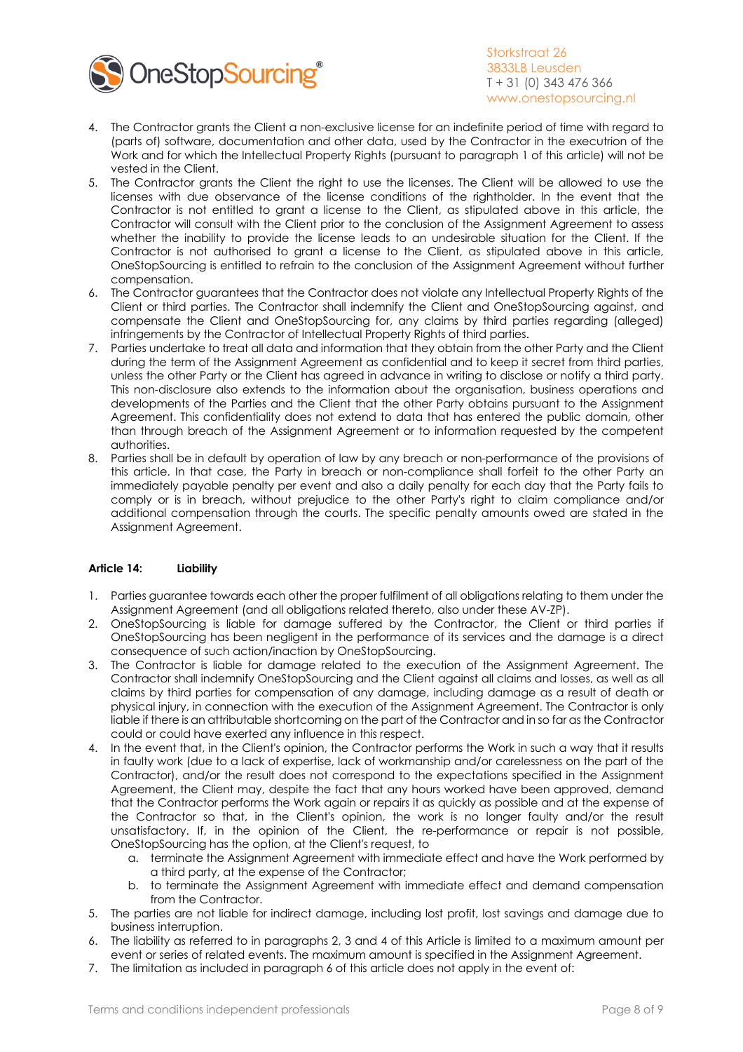4. The Contractor grants the Client a non-exclusive license for an indefinite period of time with regard to (parts of) software, documentation and other data, used by the Contractor in the execution of the Work and for which the Intellectual Property Rights (pursuant to paragraph 1 of this article) will not be vested in the Client.
5. The Contractor grants the Client the right to use the licenses. The Client will be allowed to use the licenses with due observance of the license conditions of the rightholder. In the event that the Contractor is not entitled to grant a license to the Client, as stipulated above in this article, the Contractor will consult with the Client prior to the conclusion of the Assignment Agreement to assess whether the inability to provide the license leads to an undesirable situation for the Client. If the Contractor is not authorised to grant a license to the Client, as stipulated above in this article, OneStopSourcing is entitled to refrain to the conclusion of the Assignment Agreement without further compensation.
6. The Contractor guarantees that the Contractor does not violate any Intellectual Property Rights of the Client or third parties. The Contractor shall indemnify the Client and OneStopSourcing against, and compensate the Client and OneStopSourcing for, any claims by third parties regarding (alleged) infringements by the Contractor of Intellectual Property Rights of third parties.
7. Parties undertake to treat all data and information that they obtain from the other Party and the Client during the term of the Assignment Agreement as confidential and to keep it secret from third parties, unless the other Party or the Client has agreed in advance in writing to disclose or notify a third party. This non-disclosure also extends to the information about the organisation, business operations and developments of the Parties and the Client that the other Party obtains pursuant to the Assignment Agreement. This confidentiality does not extend to data that has entered the public domain, other than through breach of the Assignment Agreement or to information requested by the competent authorities.
8. Parties shall be in default by operation of law by any breach or non-performance of the provisions of this article. In that case, the Party in breach or non-compliance shall forfeit to the other Party an immediately payable penalty per event and also a daily penalty for each day that the Party fails to comply or is in breach, without prejudice to the other Party's right to claim compliance and/or additional compensation through the courts. The specific penalty amounts owed are stated in the Assignment Agreement.

**Article 14: Liability**

1. Parties guarantee towards each other the proper fulfilment of all obligations relating to them under the Assignment Agreement (and all obligations related thereto, also under these AV-ZP).
2. OneStopSourcing is liable for damage suffered by the Contractor, the Client or third parties if OneStopSourcing has been negligent in the performance of its services and the damage is a direct consequence of such action/inaction by OneStopSourcing.
3. The Contractor is liable for damage related to the execution of the Assignment Agreement. The Contractor shall indemnify OneStopSourcing and the Client against all claims and losses, as well as all claims by third parties for compensation of any damage, including damage as a result of death or physical injury, in connection with the execution of the Assignment Agreement. The Contractor is only liable if there is an attributable shortcoming on the part of the Contractor and in so far as the Contractor could or could have exerted any influence in this respect.
4. In the event that, in the Client's opinion, the Contractor performs the Work in such a way that it results in faulty work (due to a lack of expertise, lack of workmanship and/or carelessness on the part of the Contractor), and/or the result does not correspond to the expectations specified in the Assignment Agreement, the Client may, despite the fact that any hours worked have been approved, demand that the Contractor performs the Work again or repairs it as quickly as possible and at the expense of the Contractor so that, in the Client's opinion, the work is no longer faulty and/or the result unsatisfactory. If, in the opinion of the Client, the re-performance or repair is not possible, OneStopSourcing has the option, at the Client's request, to
   a. terminate the Assignment Agreement with immediate effect and have the Work performed by a third party, at the expense of the Contractor;
   b. to terminate the Assignment Agreement with immediate effect and demand compensation from the Contractor.
5. The parties are not liable for indirect damage, including lost profit, lost savings and damage due to business interruption.
6. The liability as referred to in paragraphs 2, 3 and 4 of this Article is limited to a maximum amount per event or series of related events. The maximum amount is specified in the Assignment Agreement.
7. The limitation as included in paragraph 6 of this article does not apply in the event of: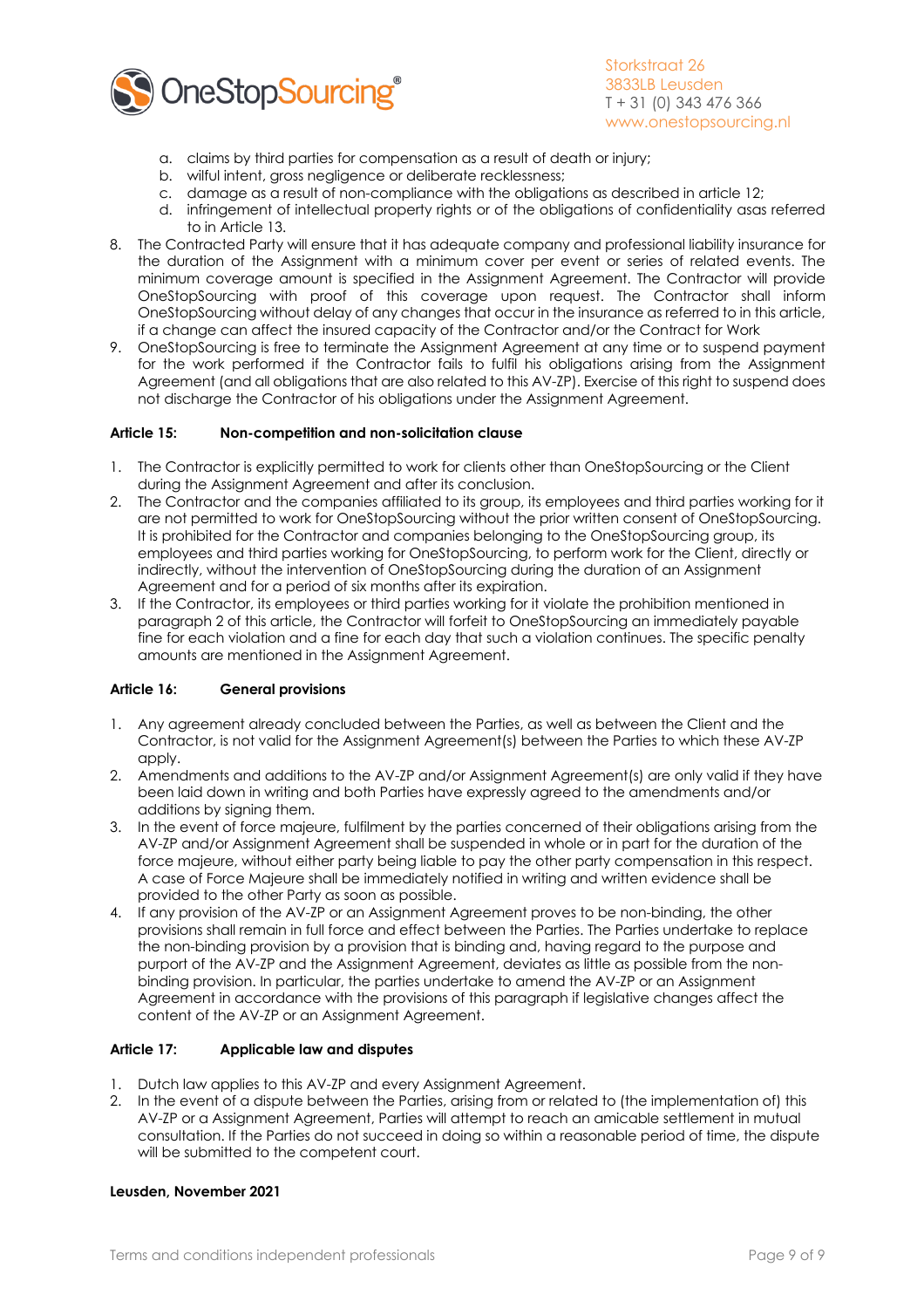a. claims by third parties for compensation as a result of death or injury;
b. wilful intent, gross negligence or deliberate recklessness;
c. damage as a result of non-compliance with the obligations as described in article 12;
d. infringement of intellectual property rights or of the obligations of confidentiality asas referred to in Article 13.

8. The Contracted Party will ensure that it has adequate company and professional liability insurance for the duration of the Assignment with a minimum cover per event or series of related events. The minimum coverage amount is specified in the Assignment Agreement. The Contractor will provide OneStopSourcing with proof of this coverage upon request. The Contractor shall inform OneStopSourcing without delay of any changes that occur in the insurance as referred to in this article, if a change can affect the insured capacity of the Contractor and/or the Contract for Work
9. OneStopSourcing is free to terminate the Assignment Agreement at any time or to suspend payment for the work performed if the Contractor fails to fulfil his obligations arising from the Assignment Agreement (and all obligations that are also related to this AV-ZP). Exercise of this right to suspend does not discharge the Contractor of his obligations under the Assignment Agreement.

**Article 15: Non-competition and non-solicitation clause**

1. The Contractor is explicitly permitted to work for clients other than OneStopSourcing or the Client during the Assignment Agreement and after its conclusion.
2. The Contractor and the companies affiliated to its group, its employees and third parties working for it are not permitted to work for OneStopSourcing without the prior written consent of OneStopSourcing. It is prohibited for the Contractor and companies belonging to the OneStopSourcing group, its employees and third parties working for OneStopSourcing, to perform work for the Client, directly or indirectly, without the intervention of OneStopSourcing during the duration of an Assignment Agreement and for a period of six months after its expiration.
3. If the Contractor, its employees or third parties working for it violate the prohibition mentioned in paragraph 2 of this article, the Contractor will forfeit to OneStopSourcing an immediately payable fine for each violation and a fine for each day that such a violation continues. The specific penalty amounts are mentioned in the Assignment Agreement.

**Article 16: General provisions**

1. Any agreement already concluded between the Parties, as well as between the Client and the Contractor, is not valid for the Assignment Agreement(s) between the Parties to which these AV-ZP apply.
2. Amendments and additions to the AV-ZP and/or Assignment Agreement(s) are only valid if they have been laid down in writing and both Parties have expressly agreed to the amendments and/or additions by signing them.
3. In the event of force majeure, fulfilment by the parties concerned of their obligations arising from the AV-ZP and/or Assignment Agreement shall be suspended in whole or in part for the duration of the force majeure, without either party being liable to pay the other party compensation in this respect. A case of Force Majeure shall be immediately notified in writing and written evidence shall be provided to the other Party as soon as possible.
4. If any provision of the AV-ZP or an Assignment Agreement proves to be non-binding, the other provisions shall remain in full force and effect between the Parties. The Parties undertake to replace the non-binding provision by a provision that is binding and, having regard to the purpose and purport of the AV-ZP and the Assignment Agreement, deviates as little as possible from the non-binding provision. In particular, the parties undertake to amend the AV-ZP or an Assignment Agreement in accordance with the provisions of this paragraph if legislative changes affect the content of the AV-ZP or an Assignment Agreement.

**Article 17: Applicable law and disputes**

1. Dutch law applies to this AV-ZP and every Assignment Agreement.
2. In the event of a dispute between the Parties, arising from or related to (the implementation of) this AV-ZP or a Assignment Agreement, Parties will attempt to reach an amicable settlement in mutual consultation. If the Parties do not succeed in doing so within a reasonable period of time, the dispute will be submitted to the competent court.

**Leusden, November 2021**